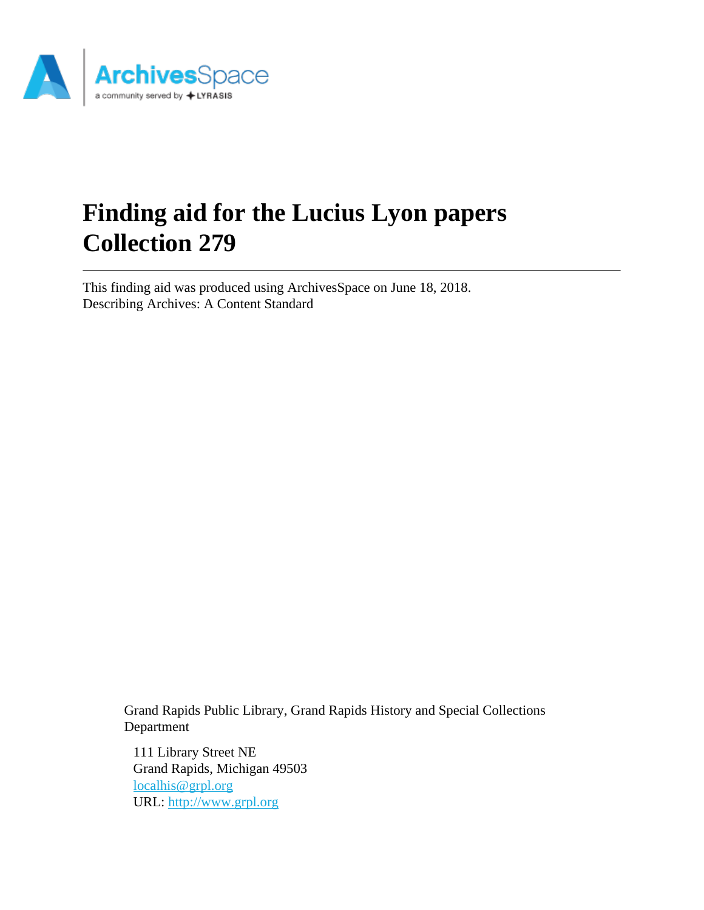# Finding aid for the Lucius Lyon papers
# Collection 279

---

This finding aid was produced using ArchivesSpace on June 18, 2018.
Describing Archives: A Content Standard

Grand Rapids Public Library, Grand Rapids History and Special Collections Department

111 Library Street NE
Grand Rapids, Michigan 49503
localhis@grpl.org
URL: http://www.grpl.org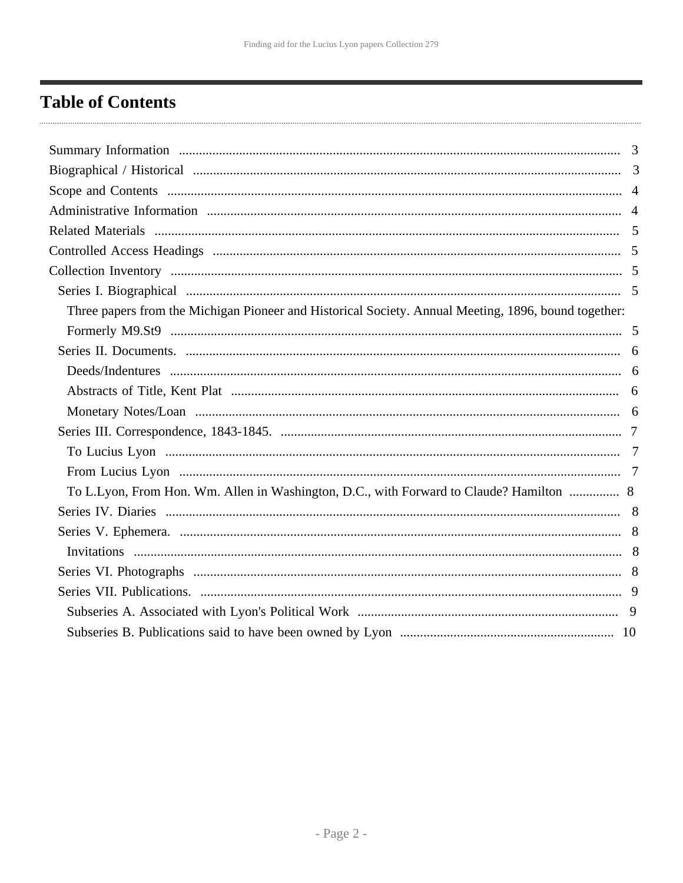# Table of Contents

- Summary Information ... 3
- Biographical / Historical ... 3
- Scope and Contents ... 4
- Administrative Information ... 4
- Related Materials ... 5
- Controlled Access Headings ... 5
- Collection Inventory ... 5
  - Series I. Biographical ... 5
    - Three papers from the Michigan Pioneer and Historical Society. Annual Meeting, 1896, bound together: Formerly M9.St9 ... 5
  - Series II. Documents. ... 6
    - Deeds/Indentures ... 6
    - Abstracts of Title, Kent Plat ... 6
    - Monetary Notes/Loan ... 6
  - Series III. Correspondence, 1843-1845. ... 7
    - To Lucius Lyon ... 7
    - From Lucius Lyon ... 7
    - To L.Lyon, From Hon. Wm. Allen in Washington, D.C., with Forward to Claude? Hamilton ... 8
  - Series IV. Diaries ... 8
  - Series V. Ephemera. ... 8
    - Invitations ... 8
  - Series VI. Photographs ... 8
  - Series VII. Publications. ... 9
    - Subseries A. Associated with Lyon's Political Work ... 9
    - Subseries B. Publications said to have been owned by Lyon ... 10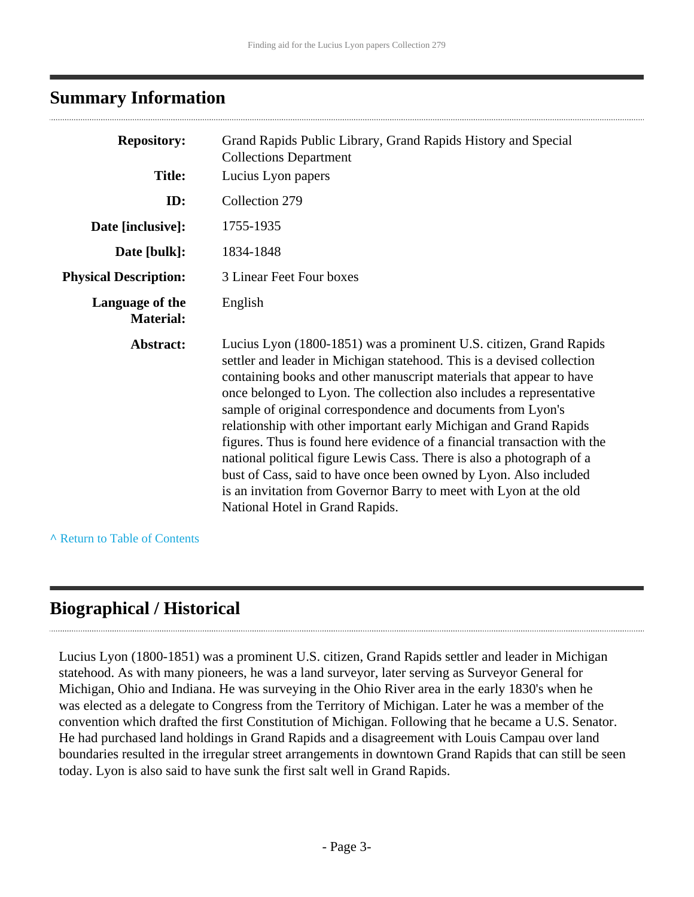## Summary Information

| | |
|---|---|
| **Repository:** | Grand Rapids Public Library, Grand Rapids History and Special Collections Department |
| **Title:** | Lucius Lyon papers |
| **ID:** | Collection 279 |
| **Date [inclusive]:** | 1755-1935 |
| **Date [bulk]:** | 1834-1848 |
| **Physical Description:** | 3 Linear Feet Four boxes |
| **Language of the Material:** | English |
| **Abstract:** | Lucius Lyon (1800-1851) was a prominent U.S. citizen, Grand Rapids settler and leader in Michigan statehood. This is a devised collection containing books and other manuscript materials that appear to have once belonged to Lyon. The collection also includes a representative sample of original correspondence and documents from Lyon's relationship with other important early Michigan and Grand Rapids figures. Thus is found here evidence of a financial transaction with the national political figure Lewis Cass. There is also a photograph of a bust of Cass, said to have once been owned by Lyon. Also included is an invitation from Governor Barry to meet with Lyon at the old National Hotel in Grand Rapids. |

^ Return to Table of Contents

## Biographical / Historical

Lucius Lyon (1800-1851) was a prominent U.S. citizen, Grand Rapids settler and leader in Michigan statehood. As with many pioneers, he was a land surveyor, later serving as Surveyor General for Michigan, Ohio and Indiana. He was surveying in the Ohio River area in the early 1830's when he was elected as a delegate to Congress from the Territory of Michigan. Later he was a member of the convention which drafted the first Constitution of Michigan. Following that he became a U.S. Senator. He had purchased land holdings in Grand Rapids and a disagreement with Louis Campau over land boundaries resulted in the irregular street arrangements in downtown Grand Rapids that can still be seen today. Lyon is also said to have sunk the first salt well in Grand Rapids.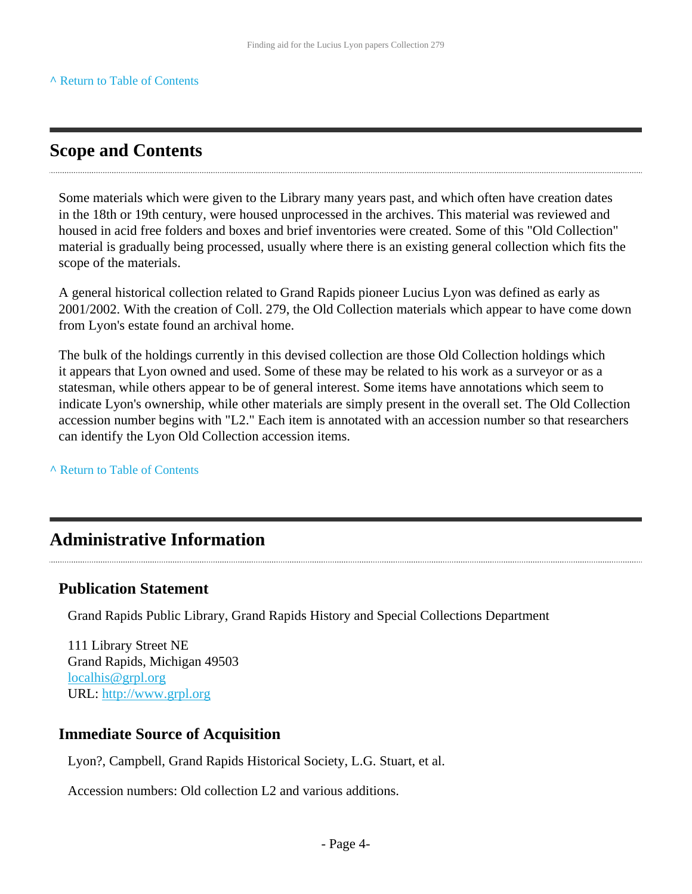^ Return to Table of Contents

## Scope and Contents

Some materials which were given to the Library many years past, and which often have creation dates in the 18th or 19th century, were housed unprocessed in the archives. This material was reviewed and housed in acid free folders and boxes and brief inventories were created. Some of this "Old Collection" material is gradually being processed, usually where there is an existing general collection which fits the scope of the materials.

A general historical collection related to Grand Rapids pioneer Lucius Lyon was defined as early as 2001/2002. With the creation of Coll. 279, the Old Collection materials which appear to have come down from Lyon's estate found an archival home.

The bulk of the holdings currently in this devised collection are those Old Collection holdings which it appears that Lyon owned and used. Some of these may be related to his work as a surveyor or as a statesman, while others appear to be of general interest. Some items have annotations which seem to indicate Lyon's ownership, while other materials are simply present in the overall set. The Old Collection accession number begins with "L2." Each item is annotated with an accession number so that researchers can identify the Lyon Old Collection accession items.

^ Return to Table of Contents

## Administrative Information

### Publication Statement

Grand Rapids Public Library, Grand Rapids History and Special Collections Department

111 Library Street NE
Grand Rapids, Michigan 49503
localhis@grpl.org
URL: http://www.grpl.org

### Immediate Source of Acquisition

Lyon?, Campbell, Grand Rapids Historical Society, L.G. Stuart, et al.

Accession numbers: Old collection L2 and various additions.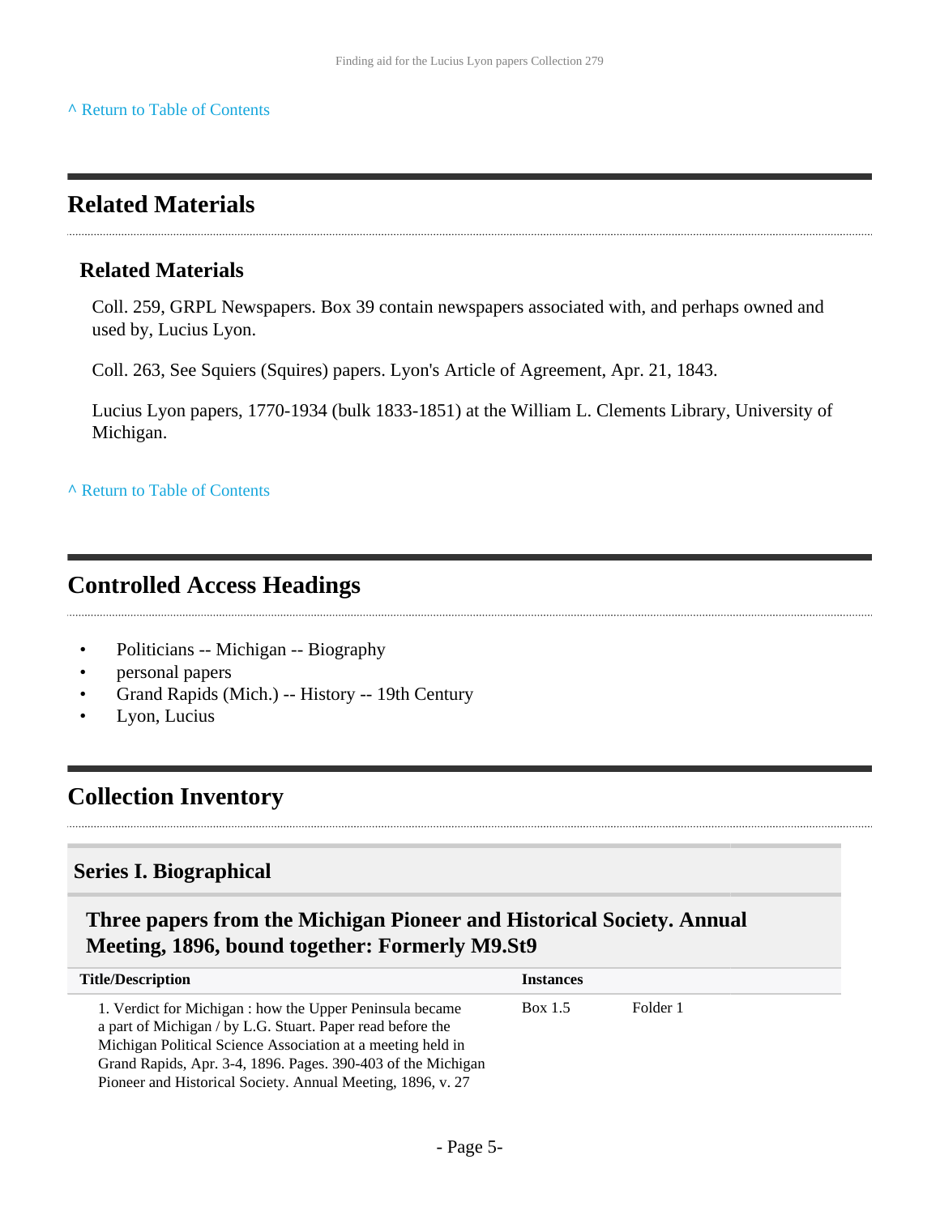^ Return to Table of Contents

## Related Materials

### Related Materials

Coll. 259, GRPL Newspapers. Box 39 contain newspapers associated with, and perhaps owned and used by, Lucius Lyon.

Coll. 263, See Squiers (Squires) papers. Lyon's Article of Agreement, Apr. 21, 1843.

Lucius Lyon papers, 1770-1934 (bulk 1833-1851) at the William L. Clements Library, University of Michigan.

^ Return to Table of Contents

## Controlled Access Headings

- Politicians -- Michigan -- Biography
- personal papers
- Grand Rapids (Mich.) -- History -- 19th Century
- Lyon, Lucius

## Collection Inventory

### Series I. Biographical

#### Three papers from the Michigan Pioneer and Historical Society. Annual Meeting, 1896, bound together: Formerly M9.St9

| Title/Description | Instances | |
|---|---|---|
| 1. Verdict for Michigan : how the Upper Peninsula became a part of Michigan / by L.G. Stuart. Paper read before the Michigan Political Science Association at a meeting held in Grand Rapids, Apr. 3-4, 1896. Pages. 390-403 of the Michigan Pioneer and Historical Society. Annual Meeting, 1896, v. 27 | Box 1.5 | Folder 1 |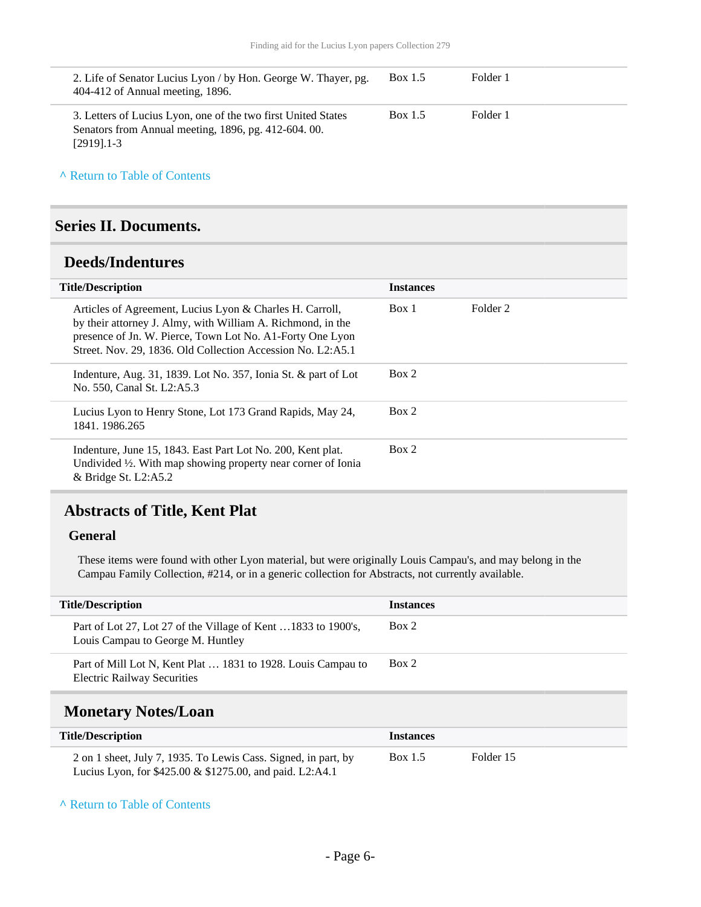| Title/Description | Instances | |
| --- | --- | --- |
| 2. Life of Senator Lucius Lyon / by Hon. George W. Thayer, pg. 404-412 of Annual meeting, 1896. | Box 1.5 | Folder 1 |
| 3. Letters of Lucius Lyon, one of the two first United States Senators from Annual meeting, 1896, pg. 412-604. 00. [2919].1-3 | Box 1.5 | Folder 1 |

^ Return to Table of Contents

## Series II. Documents.

### Deeds/Indentures

| Title/Description | Instances | |
| --- | --- | --- |
| Articles of Agreement, Lucius Lyon & Charles H. Carroll, by their attorney J. Almy, with William A. Richmond, in the presence of Jn. W. Pierce, Town Lot No. A1-Forty One Lyon Street. Nov. 29, 1836. Old Collection Accession No. L2:A5.1 | Box 1 | Folder 2 |
| Indenture, Aug. 31, 1839. Lot No. 357, Ionia St. & part of Lot No. 550, Canal St. L2:A5.3 | Box 2 | |
| Lucius Lyon to Henry Stone, Lot 173 Grand Rapids, May 24, 1841. 1986.265 | Box 2 | |
| Indenture, June 15, 1843. East Part Lot No. 200, Kent plat. Undivided ½. With map showing property near corner of Ionia & Bridge St. L2:A5.2 | Box 2 | |

### Abstracts of Title, Kent Plat

#### General

These items were found with other Lyon material, but were originally Louis Campau's, and may belong in the Campau Family Collection, #214, or in a generic collection for Abstracts, not currently available.

| Title/Description | Instances |
| --- | --- |
| Part of Lot 27, Lot 27 of the Village of Kent …1833 to 1900's, Louis Campau to George M. Huntley | Box 2 |
| Part of Mill Lot N, Kent Plat … 1831 to 1928. Louis Campau to Electric Railway Securities | Box 2 |

### Monetary Notes/Loan

| Title/Description | Instances | |
| --- | --- | --- |
| 2 on 1 sheet, July 7, 1935. To Lewis Cass. Signed, in part, by Lucius Lyon, for $425.00 & $1275.00, and paid. L2:A4.1 | Box 1.5 | Folder 15 |

^ Return to Table of Contents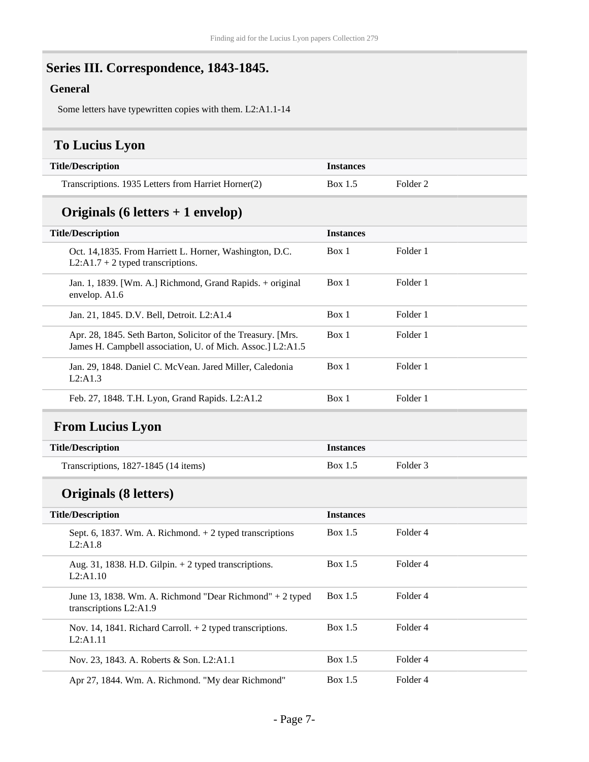## Series III. Correspondence, 1843-1845.

### General

Some letters have typewritten copies with them. L2:A1.1-14

### To Lucius Lyon

| Title/Description | Instances | |
|---|---|---|
| Transcriptions. 1935 Letters from Harriet Horner(2) | Box 1.5 | Folder 2 |

### Originals (6 letters + 1 envelop)

| Title/Description | Instances | |
|---|---|---|
| Oct. 14,1835. From Harriett L. Horner, Washington, D.C. L2:A1.7 + 2 typed transcriptions. | Box 1 | Folder 1 |
| Jan. 1, 1839. [Wm. A.] Richmond, Grand Rapids. + original envelop. A1.6 | Box 1 | Folder 1 |
| Jan. 21, 1845. D.V. Bell, Detroit. L2:A1.4 | Box 1 | Folder 1 |
| Apr. 28, 1845. Seth Barton, Solicitor of the Treasury. [Mrs. James H. Campbell association, U. of Mich. Assoc.] L2:A1.5 | Box 1 | Folder 1 |
| Jan. 29, 1848. Daniel C. McVean. Jared Miller, Caledonia L2:A1.3 | Box 1 | Folder 1 |
| Feb. 27, 1848. T.H. Lyon, Grand Rapids. L2:A1.2 | Box 1 | Folder 1 |

### From Lucius Lyon

| Title/Description | Instances | |
|---|---|---|
| Transcriptions, 1827-1845 (14 items) | Box 1.5 | Folder 3 |

### Originals (8 letters)

| Title/Description | Instances | |
|---|---|---|
| Sept. 6, 1837. Wm. A. Richmond. + 2 typed transcriptions L2:A1.8 | Box 1.5 | Folder 4 |
| Aug. 31, 1838. H.D. Gilpin. + 2 typed transcriptions. L2:A1.10 | Box 1.5 | Folder 4 |
| June 13, 1838. Wm. A. Richmond "Dear Richmond" + 2 typed transcriptions L2:A1.9 | Box 1.5 | Folder 4 |
| Nov. 14, 1841. Richard Carroll. + 2 typed transcriptions. L2:A1.11 | Box 1.5 | Folder 4 |
| Nov. 23, 1843. A. Roberts & Son. L2:A1.1 | Box 1.5 | Folder 4 |
| Apr 27, 1844. Wm. A. Richmond. "My dear Richmond" | Box 1.5 | Folder 4 |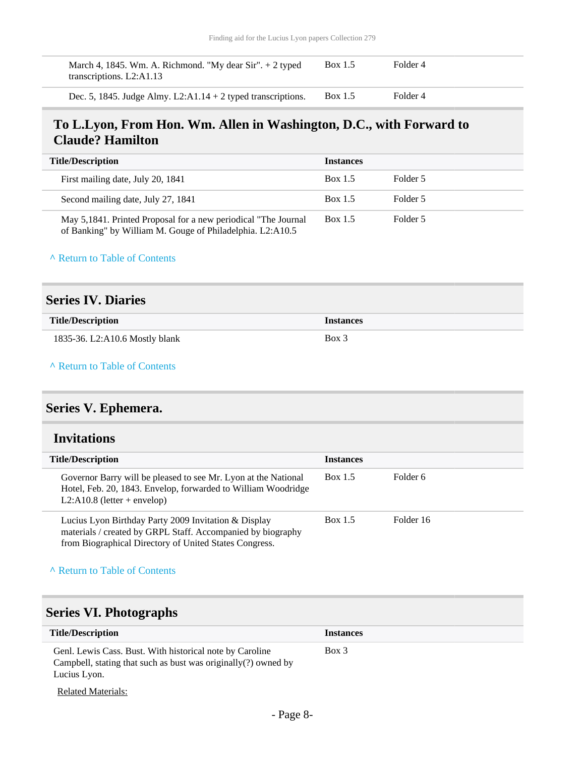| Title/Description | Instances | |
|---|---|---|
| March 4, 1845. Wm. A. Richmond. "My dear Sir". + 2 typed transcriptions. L2:A1.13 | Box 1.5 | Folder 4 |
| Dec. 5, 1845. Judge Almy. L2:A1.14 + 2 typed transcriptions. | Box 1.5 | Folder 4 |

### To L.Lyon, From Hon. Wm. Allen in Washington, D.C., with Forward to Claude? Hamilton

| Title/Description | Instances | |
|---|---|---|
| First mailing date, July 20, 1841 | Box 1.5 | Folder 5 |
| Second mailing date, July 27, 1841 | Box 1.5 | Folder 5 |
| May 5,1841. Printed Proposal for a new periodical "The Journal of Banking" by William M. Gouge of Philadelphia. L2:A10.5 | Box 1.5 | Folder 5 |

^ Return to Table of Contents

## Series IV. Diaries

| Title/Description | Instances |
|---|---|
| 1835-36. L2:A10.6 Mostly blank | Box 3 |

^ Return to Table of Contents

## Series V. Ephemera.

### Invitations

| Title/Description | Instances | |
|---|---|---|
| Governor Barry will be pleased to see Mr. Lyon at the National Hotel, Feb. 20, 1843. Envelop, forwarded to William Woodridge L2:A10.8 (letter + envelop) | Box 1.5 | Folder 6 |
| Lucius Lyon Birthday Party 2009 Invitation & Display materials / created by GRPL Staff. Accompanied by biography from Biographical Directory of United States Congress. | Box 1.5 | Folder 16 |

^ Return to Table of Contents

## Series VI. Photographs

| Title/Description | Instances |
|---|---|
| Genl. Lewis Cass. Bust. With historical note by Caroline Campbell, stating that such as bust was originally(?) owned by Lucius Lyon. | Box 3 |

Related Materials: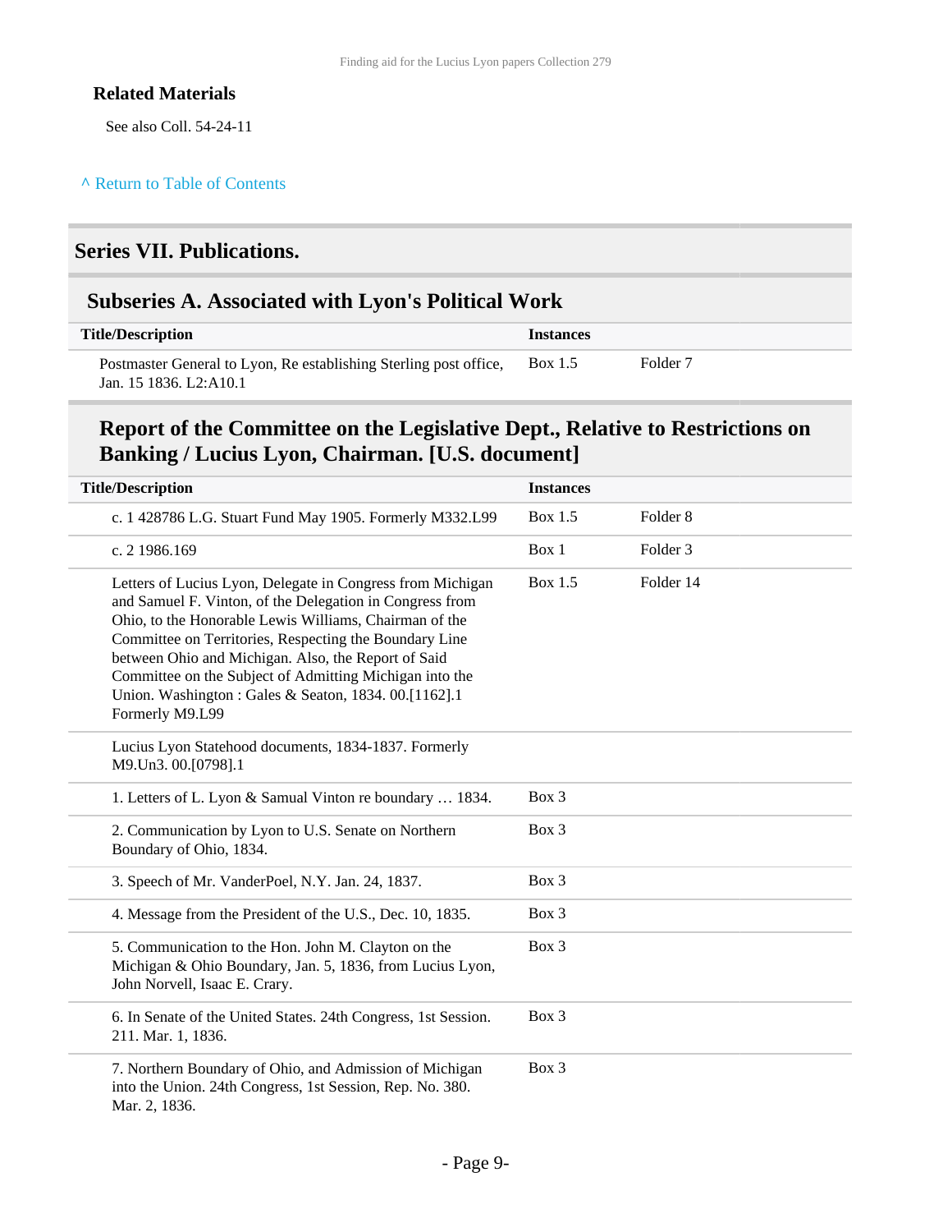### Related Materials

See also Coll. 54-24-11

^ Return to Table of Contents

## Series VII. Publications.

### Subseries A. Associated with Lyon's Political Work

| Title/Description | Instances | |
|---|---|---|
| Postmaster General to Lyon, Re establishing Sterling post office, Jan. 15 1836. L2:A10.1 | Box 1.5 | Folder 7 |

### Report of the Committee on the Legislative Dept., Relative to Restrictions on Banking / Lucius Lyon, Chairman. [U.S. document]

| Title/Description | Instances | |
|---|---|---|
| c. 1 428786 L.G. Stuart Fund May 1905. Formerly M332.L99 | Box 1.5 | Folder 8 |
| c. 2 1986.169 | Box 1 | Folder 3 |
| Letters of Lucius Lyon, Delegate in Congress from Michigan and Samuel F. Vinton, of the Delegation in Congress from Ohio, to the Honorable Lewis Williams, Chairman of the Committee on Territories, Respecting the Boundary Line between Ohio and Michigan. Also, the Report of Said Committee on the Subject of Admitting Michigan into the Union. Washington : Gales & Seaton, 1834. 00.[1162].1 Formerly M9.L99 | Box 1.5 | Folder 14 |
| Lucius Lyon Statehood documents, 1834-1837. Formerly M9.Un3. 00.[0798].1 | | |
| 1. Letters of L. Lyon & Samual Vinton re boundary … 1834. | Box 3 | |
| 2. Communication by Lyon to U.S. Senate on Northern Boundary of Ohio, 1834. | Box 3 | |
| 3. Speech of Mr. VanderPoel, N.Y. Jan. 24, 1837. | Box 3 | |
| 4. Message from the President of the U.S., Dec. 10, 1835. | Box 3 | |
| 5. Communication to the Hon. John M. Clayton on the Michigan & Ohio Boundary, Jan. 5, 1836, from Lucius Lyon, John Norvell, Isaac E. Crary. | Box 3 | |
| 6. In Senate of the United States. 24th Congress, 1st Session. 211. Mar. 1, 1836. | Box 3 | |
| 7. Northern Boundary of Ohio, and Admission of Michigan into the Union. 24th Congress, 1st Session, Rep. No. 380. Mar. 2, 1836. | Box 3 | |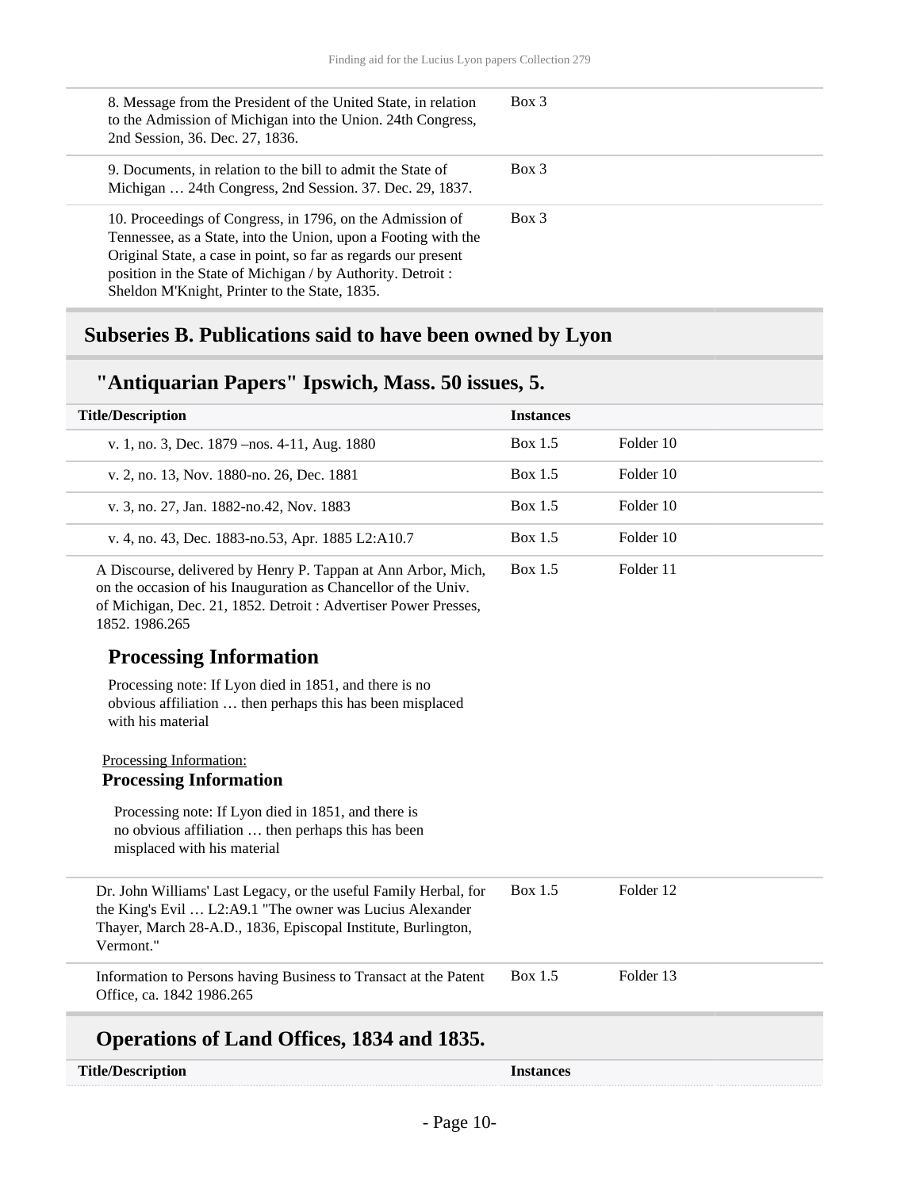| | |
|---|---|
| 8. Message from the President of the United State, in relation to the Admission of Michigan into the Union. 24th Congress, 2nd Session, 36. Dec. 27, 1836. | Box 3 |
| 9. Documents, in relation to the bill to admit the State of Michigan … 24th Congress, 2nd Session. 37. Dec. 29, 1837. | Box 3 |
| 10. Proceedings of Congress, in 1796, on the Admission of Tennessee, as a State, into the Union, upon a Footing with the Original State, a case in point, so far as regards our present position in the State of Michigan / by Authority. Detroit : Sheldon M'Knight, Printer to the State, 1835. | Box 3 |

## Subseries B. Publications said to have been owned by Lyon

### "Antiquarian Papers" Ipswich, Mass. 50 issues, 5.

| Title/Description | Instances | |
|---|---|---|
| v. 1, no. 3, Dec. 1879 –nos. 4-11, Aug. 1880 | Box 1.5 | Folder 10 |
| v. 2, no. 13, Nov. 1880-no. 26, Dec. 1881 | Box 1.5 | Folder 10 |
| v. 3, no. 27, Jan. 1882-no.42, Nov. 1883 | Box 1.5 | Folder 10 |
| v. 4, no. 43, Dec. 1883-no.53, Apr. 1885 L2:A10.7 | Box 1.5 | Folder 10 |
| A Discourse, delivered by Henry P. Tappan at Ann Arbor, Mich, on the occasion of his Inauguration as Chancellor of the Univ. of Michigan, Dec. 21, 1852. Detroit : Advertiser Power Presses, 1852. 1986.265 | Box 1.5 | Folder 11 |

#### Processing Information

Processing note: If Lyon died in 1851, and there is no obvious affiliation … then perhaps this has been misplaced with his material

Processing Information:

**Processing Information**

Processing note: If Lyon died in 1851, and there is no obvious affiliation … then perhaps this has been misplaced with his material

| | | |
|---|---|---|
| Dr. John Williams' Last Legacy, or the useful Family Herbal, for the King's Evil … L2:A9.1 "The owner was Lucius Alexander Thayer, March 28-A.D., 1836, Episcopal Institute, Burlington, Vermont." | Box 1.5 | Folder 12 |
| Information to Persons having Business to Transact at the Patent Office, ca. 1842 1986.265 | Box 1.5 | Folder 13 |

### Operations of Land Offices, 1834 and 1835.

| Title/Description | Instances |
|---|---|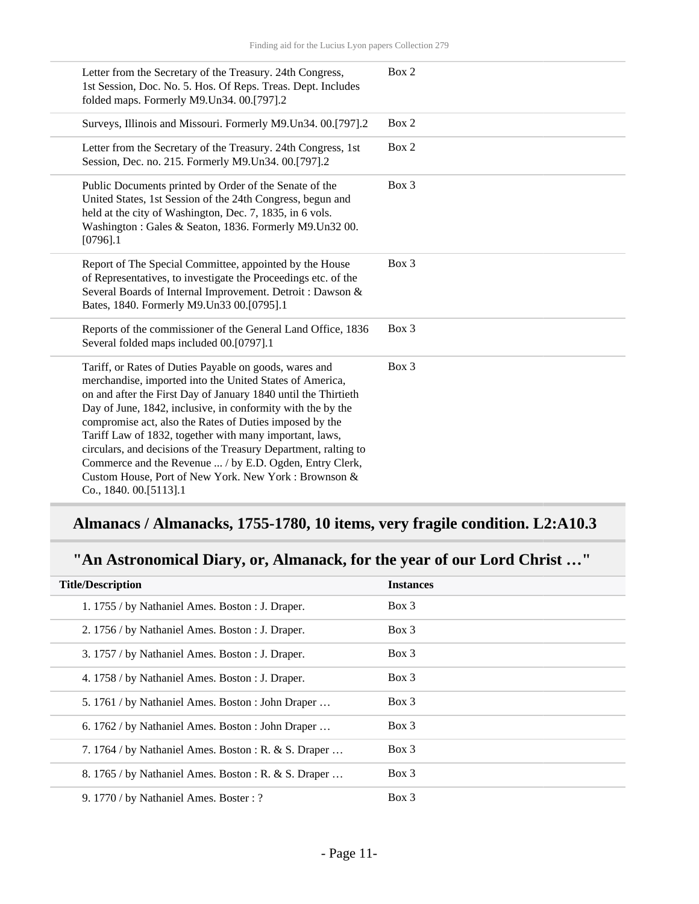| | |
|---|---|
| Letter from the Secretary of the Treasury. 24th Congress, 1st Session, Doc. No. 5. Hos. Of Reps. Treas. Dept. Includes folded maps. Formerly M9.Un34. 00.[797].2 | Box 2 |
| Surveys, Illinois and Missouri. Formerly M9.Un34. 00.[797].2 | Box 2 |
| Letter from the Secretary of the Treasury. 24th Congress, 1st Session, Dec. no. 215. Formerly M9.Un34. 00.[797].2 | Box 2 |
| Public Documents printed by Order of the Senate of the United States, 1st Session of the 24th Congress, begun and held at the city of Washington, Dec. 7, 1835, in 6 vols. Washington : Gales & Seaton, 1836. Formerly M9.Un32 00.[0796].1 | Box 3 |
| Report of The Special Committee, appointed by the House of Representatives, to investigate the Proceedings etc. of the Several Boards of Internal Improvement. Detroit : Dawson & Bates, 1840. Formerly M9.Un33 00.[0795].1 | Box 3 |
| Reports of the commissioner of the General Land Office, 1836 Several folded maps included 00.[0797].1 | Box 3 |
| Tariff, or Rates of Duties Payable on goods, wares and merchandise, imported into the United States of America, on and after the First Day of January 1840 until the Thirtieth Day of June, 1842, inclusive, in conformity with the by the compromise act, also the Rates of Duties imposed by the Tariff Law of 1832, together with many important, laws, circulars, and decisions of the Treasury Department, ralting to Commerce and the Revenue ... / by E.D. Ogden, Entry Clerk, Custom House, Port of New York. New York : Brownson & Co., 1840. 00.[5113].1 | Box 3 |

## Almanacs / Almanacks, 1755-1780, 10 items, very fragile condition. L2:A10.3

## "An Astronomical Diary, or, Almanack, for the year of our Lord Christ …"

| Title/Description | Instances |
|---|---|
| 1. 1755 / by Nathaniel Ames. Boston : J. Draper. | Box 3 |
| 2. 1756 / by Nathaniel Ames. Boston : J. Draper. | Box 3 |
| 3. 1757 / by Nathaniel Ames. Boston : J. Draper. | Box 3 |
| 4. 1758 / by Nathaniel Ames. Boston : J. Draper. | Box 3 |
| 5. 1761 / by Nathaniel Ames. Boston : John Draper … | Box 3 |
| 6. 1762 / by Nathaniel Ames. Boston : John Draper … | Box 3 |
| 7. 1764 / by Nathaniel Ames. Boston : R. & S. Draper … | Box 3 |
| 8. 1765 / by Nathaniel Ames. Boston : R. & S. Draper … | Box 3 |
| 9. 1770 / by Nathaniel Ames. Boster : ? | Box 3 |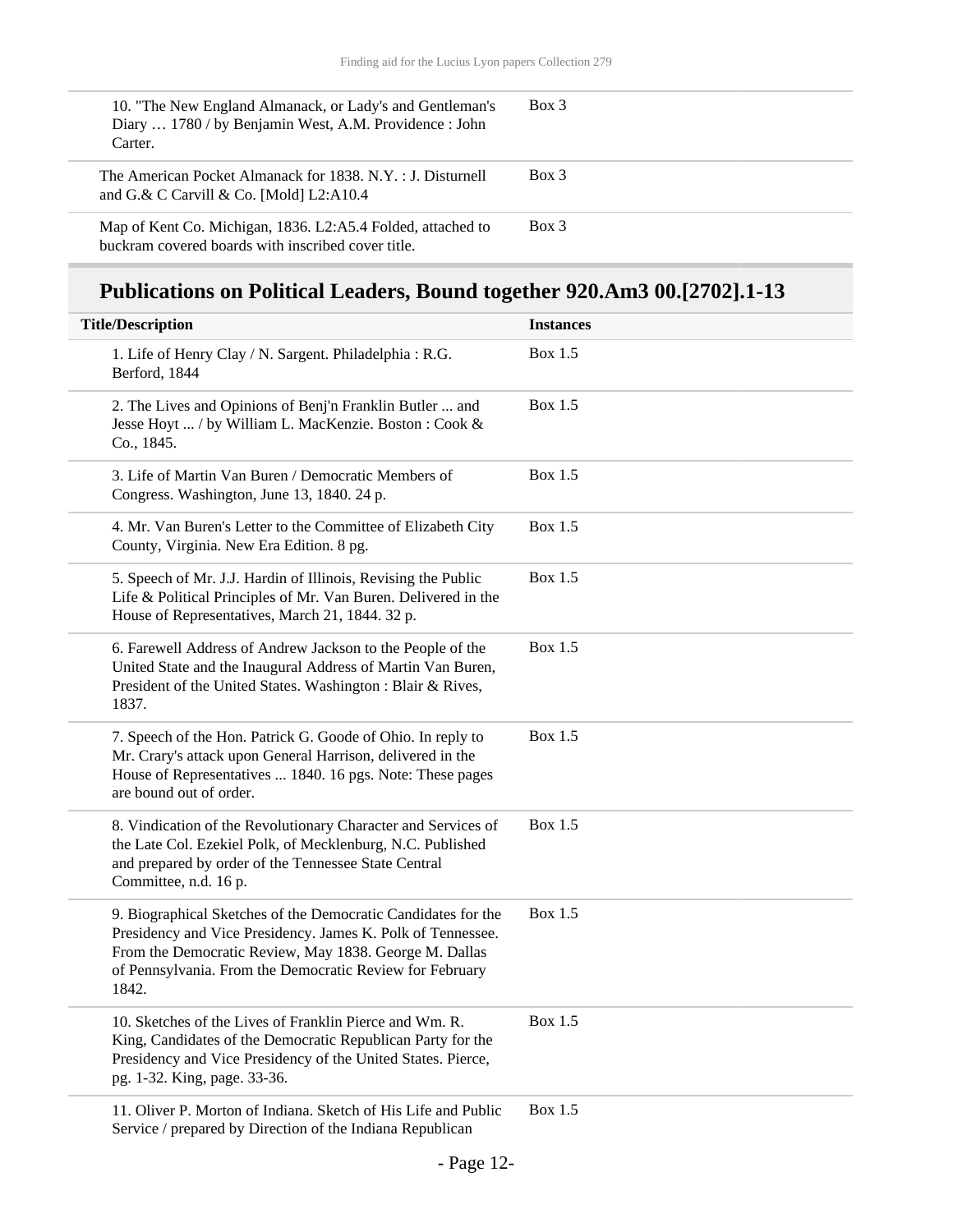| | |
|---|---|
| 10. "The New England Almanack, or Lady's and Gentleman's Diary … 1780 / by Benjamin West, A.M. Providence : John Carter. | Box 3 |
| The American Pocket Almanack for 1838. N.Y. : J. Disturnell and G.& C Carvill & Co. [Mold] L2:A10.4 | Box 3 |
| Map of Kent Co. Michigan, 1836. L2:A5.4 Folded, attached to buckram covered boards with inscribed cover title. | Box 3 |

## Publications on Political Leaders, Bound together 920.Am3 00.[2702].1-13

| Title/Description | Instances |
|---|---|
| 1. Life of Henry Clay / N. Sargent. Philadelphia : R.G. Berford, 1844 | Box 1.5 |
| 2. The Lives and Opinions of Benj'n Franklin Butler ... and Jesse Hoyt ... / by William L. MacKenzie. Boston : Cook & Co., 1845. | Box 1.5 |
| 3. Life of Martin Van Buren / Democratic Members of Congress. Washington, June 13, 1840. 24 p. | Box 1.5 |
| 4. Mr. Van Buren's Letter to the Committee of Elizabeth City County, Virginia. New Era Edition. 8 pg. | Box 1.5 |
| 5. Speech of Mr. J.J. Hardin of Illinois, Revising the Public Life & Political Principles of Mr. Van Buren. Delivered in the House of Representatives, March 21, 1844. 32 p. | Box 1.5 |
| 6. Farewell Address of Andrew Jackson to the People of the United State and the Inaugural Address of Martin Van Buren, President of the United States. Washington : Blair & Rives, 1837. | Box 1.5 |
| 7. Speech of the Hon. Patrick G. Goode of Ohio. In reply to Mr. Crary's attack upon General Harrison, delivered in the House of Representatives ... 1840. 16 pgs. Note: These pages are bound out of order. | Box 1.5 |
| 8. Vindication of the Revolutionary Character and Services of the Late Col. Ezekiel Polk, of Mecklenburg, N.C. Published and prepared by order of the Tennessee State Central Committee, n.d. 16 p. | Box 1.5 |
| 9. Biographical Sketches of the Democratic Candidates for the Presidency and Vice Presidency. James K. Polk of Tennessee. From the Democratic Review, May 1838. George M. Dallas of Pennsylvania. From the Democratic Review for February 1842. | Box 1.5 |
| 10. Sketches of the Lives of Franklin Pierce and Wm. R. King, Candidates of the Democratic Republican Party for the Presidency and Vice Presidency of the United States. Pierce, pg. 1-32. King, page. 33-36. | Box 1.5 |
| 11. Oliver P. Morton of Indiana. Sketch of His Life and Public Service / prepared by Direction of the Indiana Republican | Box 1.5 |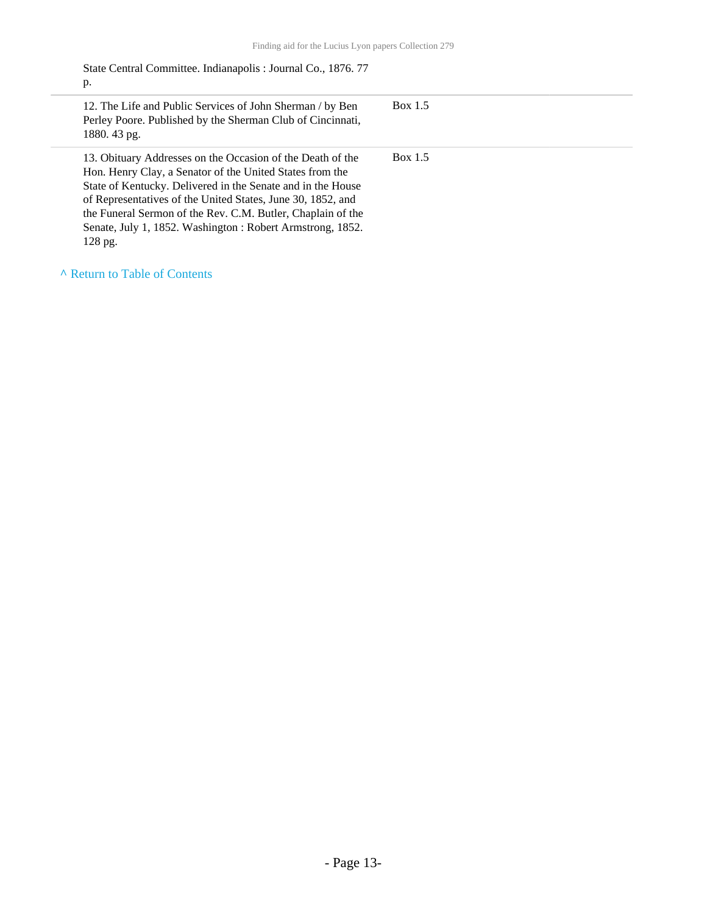| | |
|---|---|
| State Central Committee. Indianapolis : Journal Co., 1876. 77 p. | |
| 12. The Life and Public Services of John Sherman / by Ben Perley Poore. Published by the Sherman Club of Cincinnati, 1880. 43 pg. | Box 1.5 |
| 13. Obituary Addresses on the Occasion of the Death of the Hon. Henry Clay, a Senator of the United States from the State of Kentucky. Delivered in the Senate and in the House of Representatives of the United States, June 30, 1852, and the Funeral Sermon of the Rev. C.M. Butler, Chaplain of the Senate, July 1, 1852. Washington : Robert Armstrong, 1852. 128 pg. | Box 1.5 |

^ Return to Table of Contents